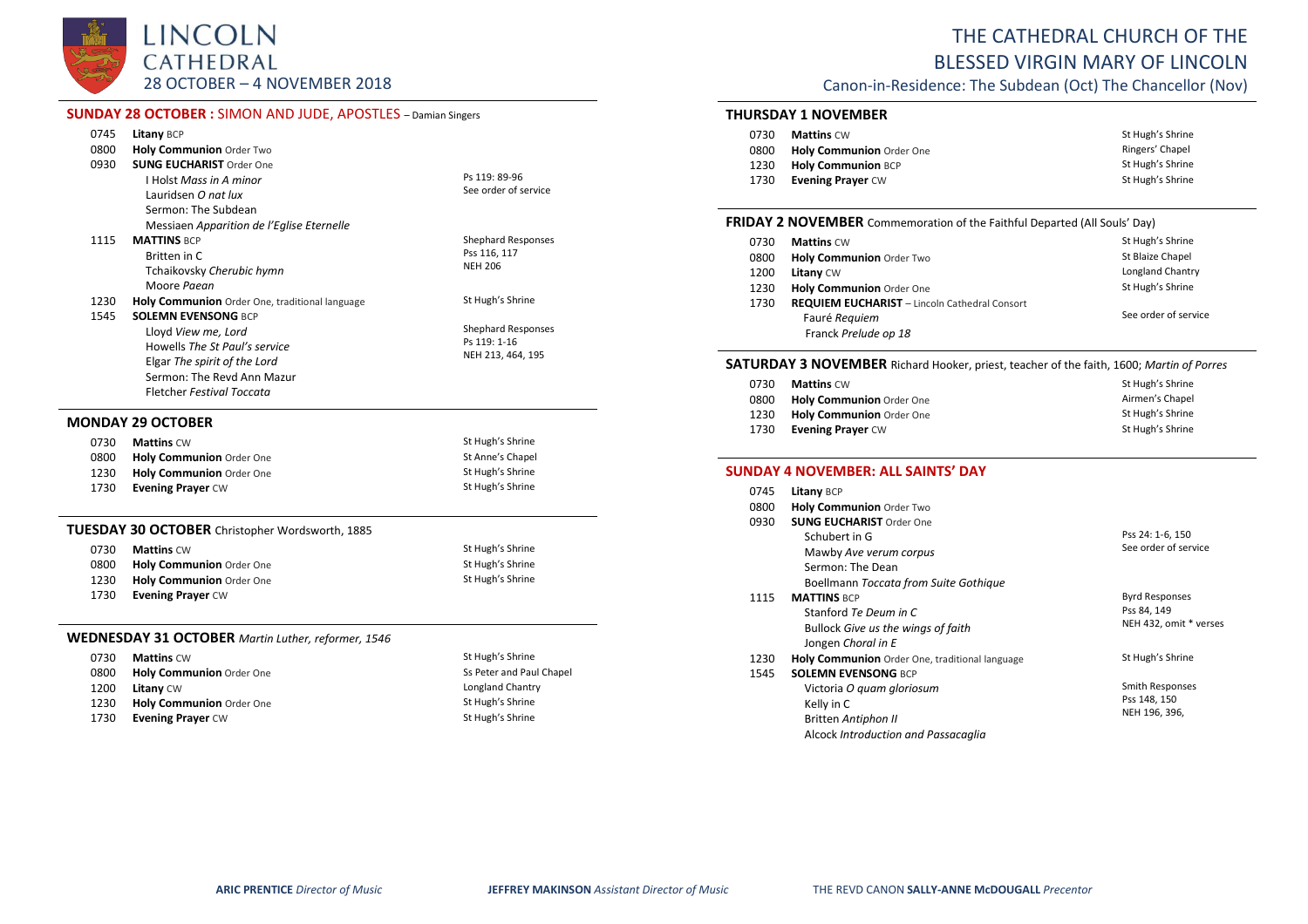# LINCOLN CATHEDRAL

28 OCTOBER – 4 NOVEMBER 2018

# THE CATHEDRAL CHURCH OF THE BLESSED VIRGIN MARY OF LINCOLN

Canon-in-Residence: The Subdean (Oct) The Chancellor (Nov)

## SUNDAY 28 OCTOBER : SIMON AND JUDE, APOSTLES – Damian Singers

| | | |
|---|---|---|
| 0745 | **Litany** BCP | |
| 0800 | **Holy Communion** Order Two | |
| 0930 | **SUNG EUCHARIST** Order One | |
| | I Holst *Mass in A minor* | Ps 119: 89-96 |
| | Lauridsen *O nat lux* | See order of service |
| | Sermon: The Subdean | |
| | Messiaen *Apparition de l'Eglise Eternelle* | |
| 1115 | **MATTINS** BCP | Shephard Responses |
| | Britten in C | Pss 116, 117 |
| | Tchaikovsky *Cherubic hymn* | NEH 206 |
| | Moore *Paean* | |
| 1230 | **Holy Communion** Order One, traditional language | St Hugh's Shrine |
| 1545 | **SOLEMN EVENSONG** BCP | |
| | Lloyd *View me, Lord* | Shephard Responses |
| | Howells *The St Paul's service* | Ps 119: 1-16 |
| | Elgar *The spirit of the Lord* | NEH 213, 464, 195 |
| | Sermon: The Revd Ann Mazur | |
| | Fletcher *Festival Toccata* | |

## MONDAY 29 OCTOBER

| | | |
|---|---|---|
| 0730 | **Mattins** CW | St Hugh's Shrine |
| 0800 | **Holy Communion** Order One | St Anne's Chapel |
| 1230 | **Holy Communion** Order One | St Hugh's Shrine |
| 1730 | **Evening Prayer** CW | St Hugh's Shrine |

## TUESDAY 30 OCTOBER Christopher Wordsworth, 1885

| | | |
|---|---|---|
| 0730 | **Mattins** CW | St Hugh's Shrine |
| 0800 | **Holy Communion** Order One | St Hugh's Shrine |
| 1230 | **Holy Communion** Order One | St Hugh's Shrine |
| 1730 | **Evening Prayer** CW | |

## WEDNESDAY 31 OCTOBER *Martin Luther, reformer, 1546*

| | | |
|---|---|---|
| 0730 | **Mattins** CW | St Hugh's Shrine |
| 0800 | **Holy Communion** Order One | Ss Peter and Paul Chapel |
| 1200 | **Litany** CW | Longland Chantry |
| 1230 | **Holy Communion** Order One | St Hugh's Shrine |
| 1730 | **Evening Prayer** CW | St Hugh's Shrine |

## THURSDAY 1 NOVEMBER

| | | |
|---|---|---|
| 0730 | **Mattins** CW | St Hugh's Shrine |
| 0800 | **Holy Communion** Order One | Ringers' Chapel |
| 1230 | **Holy Communion** BCP | St Hugh's Shrine |
| 1730 | **Evening Prayer** CW | St Hugh's Shrine |

## FRIDAY 2 NOVEMBER Commemoration of the Faithful Departed (All Souls' Day)

| | | |
|---|---|---|
| 0730 | **Mattins** CW | St Hugh's Shrine |
| 0800 | **Holy Communion** Order Two | St Blaize Chapel |
| 1200 | **Litany** CW | Longland Chantry |
| 1230 | **Holy Communion** Order One | St Hugh's Shrine |
| 1730 | **REQUIEM EUCHARIST** – Lincoln Cathedral Consort | |
| | Fauré *Requiem* | See order of service |
| | Franck *Prelude op 18* | |

## SATURDAY 3 NOVEMBER Richard Hooker, priest, teacher of the faith, 1600; *Martin of Porres*

| | | |
|---|---|---|
| 0730 | **Mattins** CW | St Hugh's Shrine |
| 0800 | **Holy Communion** Order One | Airmen's Chapel |
| 1230 | **Holy Communion** Order One | St Hugh's Shrine |
| 1730 | **Evening Prayer** CW | St Hugh's Shrine |

## SUNDAY 4 NOVEMBER: ALL SAINTS' DAY

| | | |
|---|---|---|
| 0745 | **Litany** BCP | |
| 0800 | **Holy Communion** Order Two | |
| 0930 | **SUNG EUCHARIST** Order One | |
| | Schubert in G | Pss 24: 1-6, 150 |
| | Mawby *Ave verum corpus* | See order of service |
| | Sermon: The Dean | |
| | Boellmann *Toccata from Suite Gothique* | |
| 1115 | **MATTINS** BCP | Byrd Responses |
| | Stanford *Te Deum in C* | Pss 84, 149 |
| | Bullock *Give us the wings of faith* | NEH 432, omit * verses |
| | Jongen *Choral in E* | |
| 1230 | **Holy Communion** Order One, traditional language | St Hugh's Shrine |
| 1545 | **SOLEMN EVENSONG** BCP | |
| | Victoria *O quam gloriosum* | Smith Responses |
| | Kelly in C | Pss 148, 150 |
| | Britten *Antiphon II* | NEH 196, 396, |
| | Alcock *Introduction and Passacaglia* | |

**ARIC PRENTICE** *Director of Music* **JEFFREY MAKINSON** *Assistant Director of Music* THE REVD CANON **SALLY-ANNE McDOUGALL** *Precentor*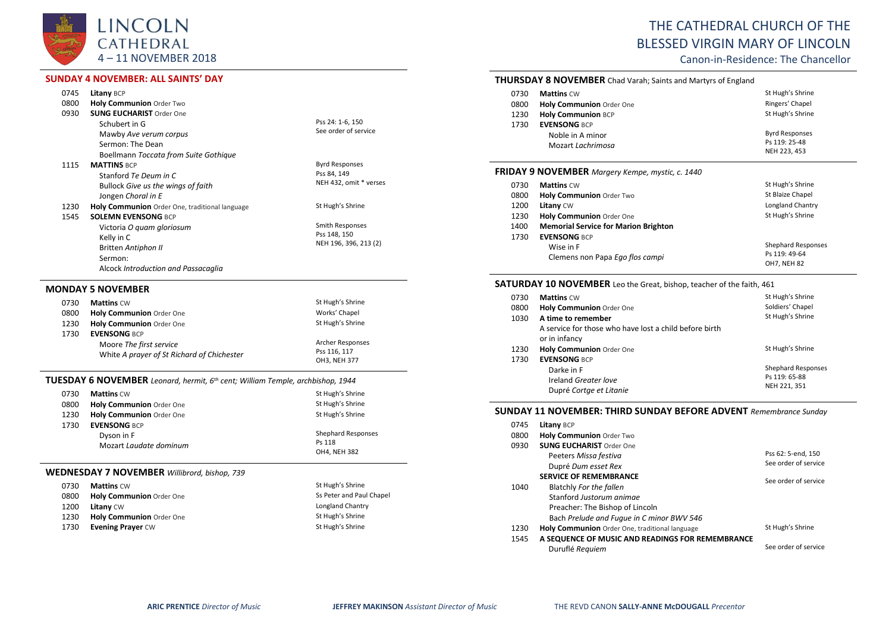# LINCOLN CATHEDRAL

4 – 11 NOVEMBER 2018

# THE CATHEDRAL CHURCH OF THE BLESSED VIRGIN MARY OF LINCOLN

Canon-in-Residence: The Chancellor

## SUNDAY 4 NOVEMBER: ALL SAINTS' DAY

| | | |
|---|---|---|
| 0745 | **Litany** BCP | |
| 0800 | **Holy Communion** Order Two | |
| 0930 | **SUNG EUCHARIST** Order One | |
| | Schubert in G | Pss 24: 1-6, 150 |
| | Mawby *Ave verum corpus* | See order of service |
| | Sermon: The Dean | |
| | Boellmann *Toccata from Suite Gothique* | |
| 1115 | **MATTINS** BCP | Byrd Responses |
| | Stanford *Te Deum in C* | Pss 84, 149 |
| | Bullock *Give us the wings of faith* | NEH 432, omit * verses |
| | Jongen *Choral in E* | |
| 1230 | **Holy Communion** Order One, traditional language | St Hugh's Shrine |
| 1545 | **SOLEMN EVENSONG** BCP | |
| | Victoria *O quam gloriosum* | Smith Responses |
| | Kelly in C | Pss 148, 150 |
| | Britten *Antiphon II* | NEH 196, 396, 213 (2) |
| | Sermon: | |
| | Alcock *Introduction and Passacaglia* | |

## MONDAY 5 NOVEMBER

| | | |
|---|---|---|
| 0730 | **Mattins** CW | St Hugh's Shrine |
| 0800 | **Holy Communion** Order One | Works' Chapel |
| 1230 | **Holy Communion** Order One | St Hugh's Shrine |
| 1730 | **EVENSONG** BCP | |
| | Moore *The first service* | Archer Responses |
| | White *A prayer of St Richard of Chichester* | Pss 116, 117 |
| | | OH3, NEH 377 |

## TUESDAY 6 NOVEMBER *Leonard, hermit, 6th cent; William Temple, archbishop, 1944*

| | | |
|---|---|---|
| 0730 | **Mattins** CW | St Hugh's Shrine |
| 0800 | **Holy Communion** Order One | St Hugh's Shrine |
| 1230 | **Holy Communion** Order One | St Hugh's Shrine |
| 1730 | **EVENSONG** BCP | |
| | Dyson in F | Shephard Responses |
| | Mozart *Laudate dominum* | Ps 118 |
| | | OH4, NEH 382 |

## WEDNESDAY 7 NOVEMBER *Willibrord, bishop, 739*

| | | |
|---|---|---|
| 0730 | **Mattins** CW | St Hugh's Shrine |
| 0800 | **Holy Communion** Order One | Ss Peter and Paul Chapel |
| 1200 | **Litany** CW | Longland Chantry |
| 1230 | **Holy Communion** Order One | St Hugh's Shrine |
| 1730 | **Evening Prayer** CW | St Hugh's Shrine |

## THURSDAY 8 NOVEMBER Chad Varah; Saints and Martyrs of England

| | | |
|---|---|---|
| 0730 | **Mattins** CW | St Hugh's Shrine |
| 0800 | **Holy Communion** Order One | Ringers' Chapel |
| 1230 | **Holy Communion** BCP | St Hugh's Shrine |
| 1730 | **EVENSONG** BCP | |
| | Noble in A minor | Byrd Responses |
| | Mozart *Lachrimosa* | Ps 119: 25-48 |
| | | NEH 223, 453 |

## FRIDAY 9 NOVEMBER *Margery Kempe, mystic, c. 1440*

| | | |
|---|---|---|
| 0730 | **Mattins** CW | St Hugh's Shrine |
| 0800 | **Holy Communion** Order Two | St Blaize Chapel |
| 1200 | **Litany** CW | Longland Chantry |
| 1230 | **Holy Communion** Order One | St Hugh's Shrine |
| 1400 | **Memorial Service for Marion Brighton** | |
| 1730 | **EVENSONG** BCP | |
| | Wise in F | Shephard Responses |
| | Clemens non Papa *Ego flos campi* | Ps 119: 49-64 |
| | | OH7, NEH 82 |

## SATURDAY 10 NOVEMBER Leo the Great, bishop, teacher of the faith, 461

| | | |
|---|---|---|
| 0730 | **Mattins** CW | St Hugh's Shrine |
| 0800 | **Holy Communion** Order One | Soldiers' Chapel |
| 1030 | **A time to remember** | St Hugh's Shrine |
| | A service for those who have lost a child before birth or in infancy | |
| 1230 | **Holy Communion** Order One | St Hugh's Shrine |
| 1730 | **EVENSONG** BCP | |
| | Darke in F | Shephard Responses |
| | Ireland *Greater love* | Ps 119: 65-88 |
| | Dupré *Cortge et Litanie* | NEH 221, 351 |

## SUNDAY 11 NOVEMBER: THIRD SUNDAY BEFORE ADVENT *Remembrance Sunday*

| | | |
|---|---|---|
| 0745 | **Litany** BCP | |
| 0800 | **Holy Communion** Order Two | |
| 0930 | **SUNG EUCHARIST** Order One | |
| | Peeters *Missa festiva* | Pss 62: 5-end, 150 |
| | Dupré *Dum esset Rex* | See order of service |
| | **SERVICE OF REMEMBRANCE** | See order of service |
| 1040 | Blatchly *For the fallen* | |
| | Stanford *Justorum animae* | |
| | Preacher: The Bishop of Lincoln | |
| | Bach *Prelude and Fugue in C minor BWV 546* | |
| 1230 | **Holy Communion** Order One, traditional language | St Hugh's Shrine |
| 1545 | **A SEQUENCE OF MUSIC AND READINGS FOR REMEMBRANCE** | |
| | Duruflé *Requiem* | See order of service |

**ARIC PRENTICE** *Director of Music* **JEFFREY MAKINSON** *Assistant Director of Music* THE REVD CANON **SALLY-ANNE McDOUGALL** *Precentor*